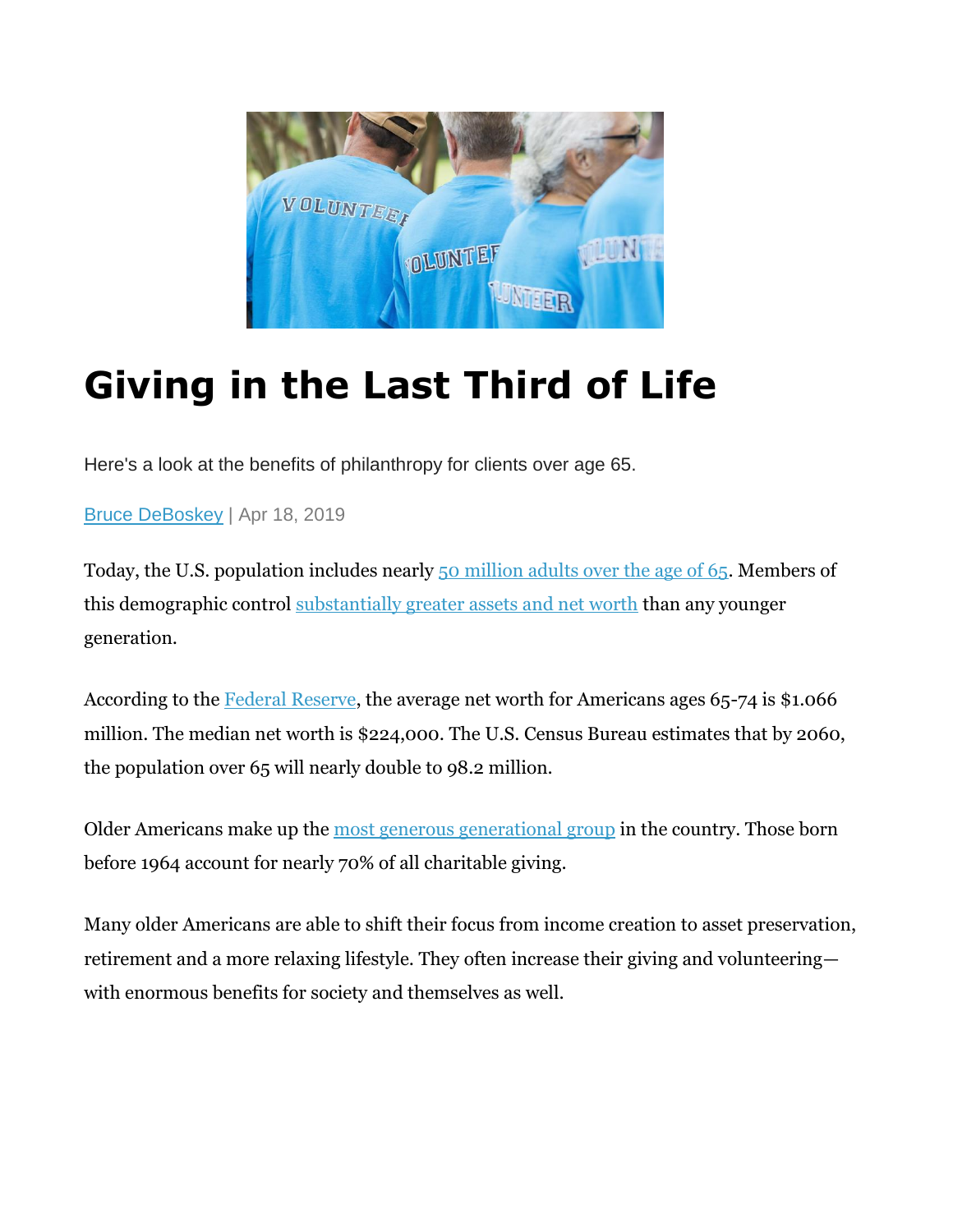# Giving in the Last Third of Life

Here's a look at the benefits of philanthropy for clients over age 65.

Bruce DeBoskey | Apr 18, 2019

Today, the U.S. population includes nearly 50 million adults over the age of 65. Members of this demographic control substantially greater assets and net worth than any younger generation.

According to the Federal Reserve, the average net worth for Americans ages 65-74 is $1.066 million. The median net worth is $224,000. The U.S. Census Bureau estimates that by 2060, the population over 65 will nearly double to 98.2 million.

Older Americans make up the most generous generational group in the country. Those born before 1964 account for nearly 70% of all charitable giving.

Many older Americans are able to shift their focus from income creation to asset preservation, retirement and a more relaxing lifestyle. They often increase their giving and volunteering—with enormous benefits for society and themselves as well.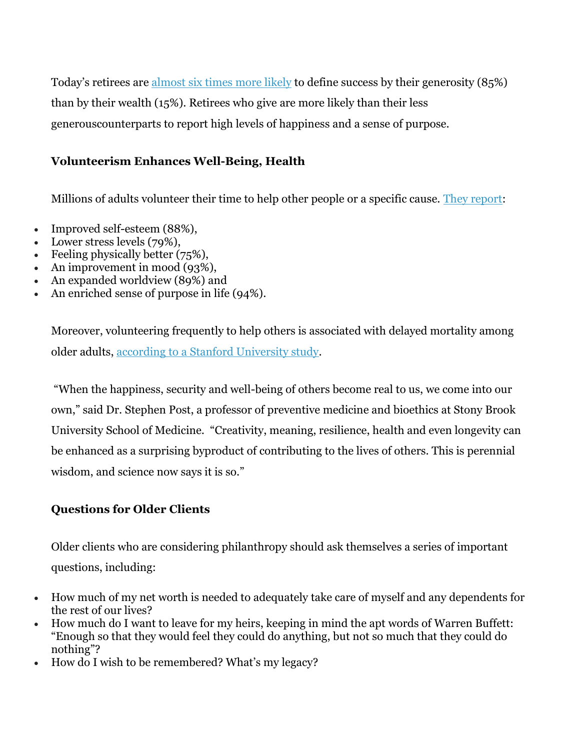Today's retirees are [almost six times more likely] to define success by their generosity (85%) than by their wealth (15%). Retirees who give are more likely than their less generouscounterparts to report high levels of happiness and a sense of purpose.

**Volunteerism Enhances Well-Being, Health**

Millions of adults volunteer their time to help other people or a specific cause. They report:

- Improved self-esteem (88%),
- Lower stress levels (79%),
- Feeling physically better (75%),
- An improvement in mood (93%),
- An expanded worldview (89%) and
- An enriched sense of purpose in life (94%).

Moreover, volunteering frequently to help others is associated with delayed mortality among older adults, according to a Stanford University study.

"When the happiness, security and well-being of others become real to us, we come into our own," said Dr. Stephen Post, a professor of preventive medicine and bioethics at Stony Brook University School of Medicine. "Creativity, meaning, resilience, health and even longevity can be enhanced as a surprising byproduct of contributing to the lives of others. This is perennial wisdom, and science now says it is so."

**Questions for Older Clients**

Older clients who are considering philanthropy should ask themselves a series of important questions, including:

- How much of my net worth is needed to adequately take care of myself and any dependents for the rest of our lives?
- How much do I want to leave for my heirs, keeping in mind the apt words of Warren Buffett: "Enough so that they would feel they could do anything, but not so much that they could do nothing"?
- How do I wish to be remembered? What's my legacy?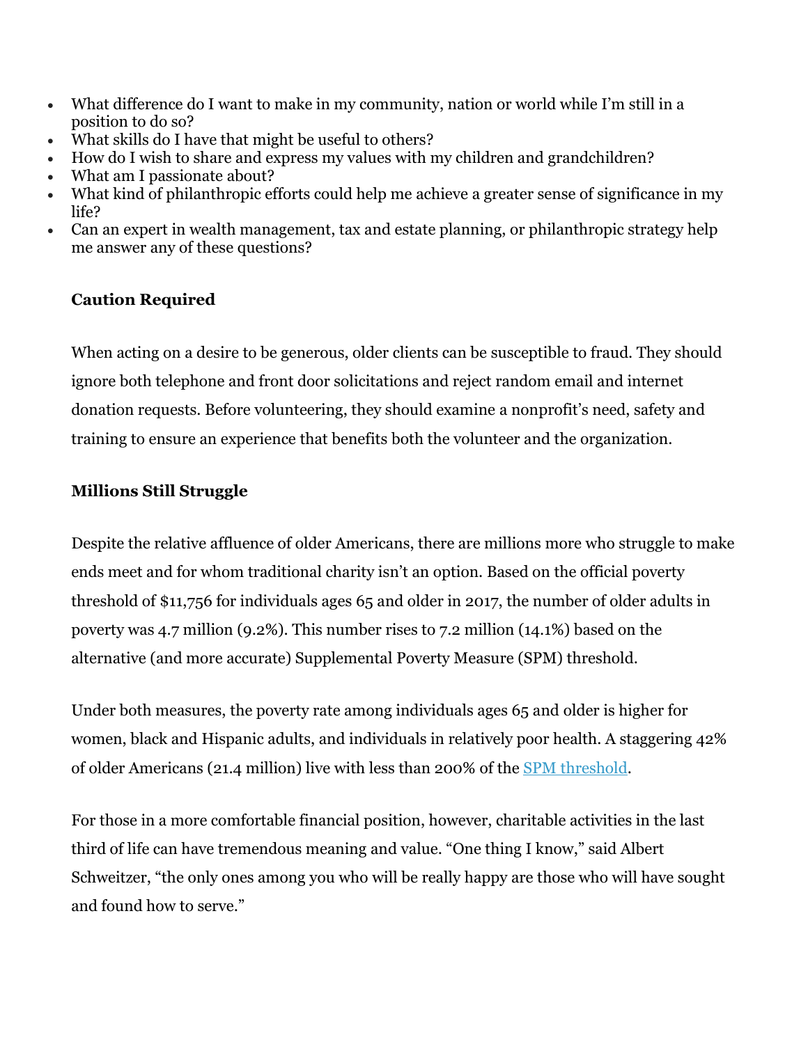- What difference do I want to make in my community, nation or world while I'm still in a position to do so?
- What skills do I have that might be useful to others?
- How do I wish to share and express my values with my children and grandchildren?
- What am I passionate about?
- What kind of philanthropic efforts could help me achieve a greater sense of significance in my life?
- Can an expert in wealth management, tax and estate planning, or philanthropic strategy help me answer any of these questions?

**Caution Required**

When acting on a desire to be generous, older clients can be susceptible to fraud. They should ignore both telephone and front door solicitations and reject random email and internet donation requests. Before volunteering, they should examine a nonprofit's need, safety and training to ensure an experience that benefits both the volunteer and the organization.

**Millions Still Struggle**

Despite the relative affluence of older Americans, there are millions more who struggle to make ends meet and for whom traditional charity isn't an option. Based on the official poverty threshold of $11,756 for individuals ages 65 and older in 2017, the number of older adults in poverty was 4.7 million (9.2%). This number rises to 7.2 million (14.1%) based on the alternative (and more accurate) Supplemental Poverty Measure (SPM) threshold.

Under both measures, the poverty rate among individuals ages 65 and older is higher for women, black and Hispanic adults, and individuals in relatively poor health. A staggering 42% of older Americans (21.4 million) live with less than 200% of the SPM threshold.

For those in a more comfortable financial position, however, charitable activities in the last third of life can have tremendous meaning and value. "One thing I know," said Albert Schweitzer, "the only ones among you who will be really happy are those who will have sought and found how to serve."